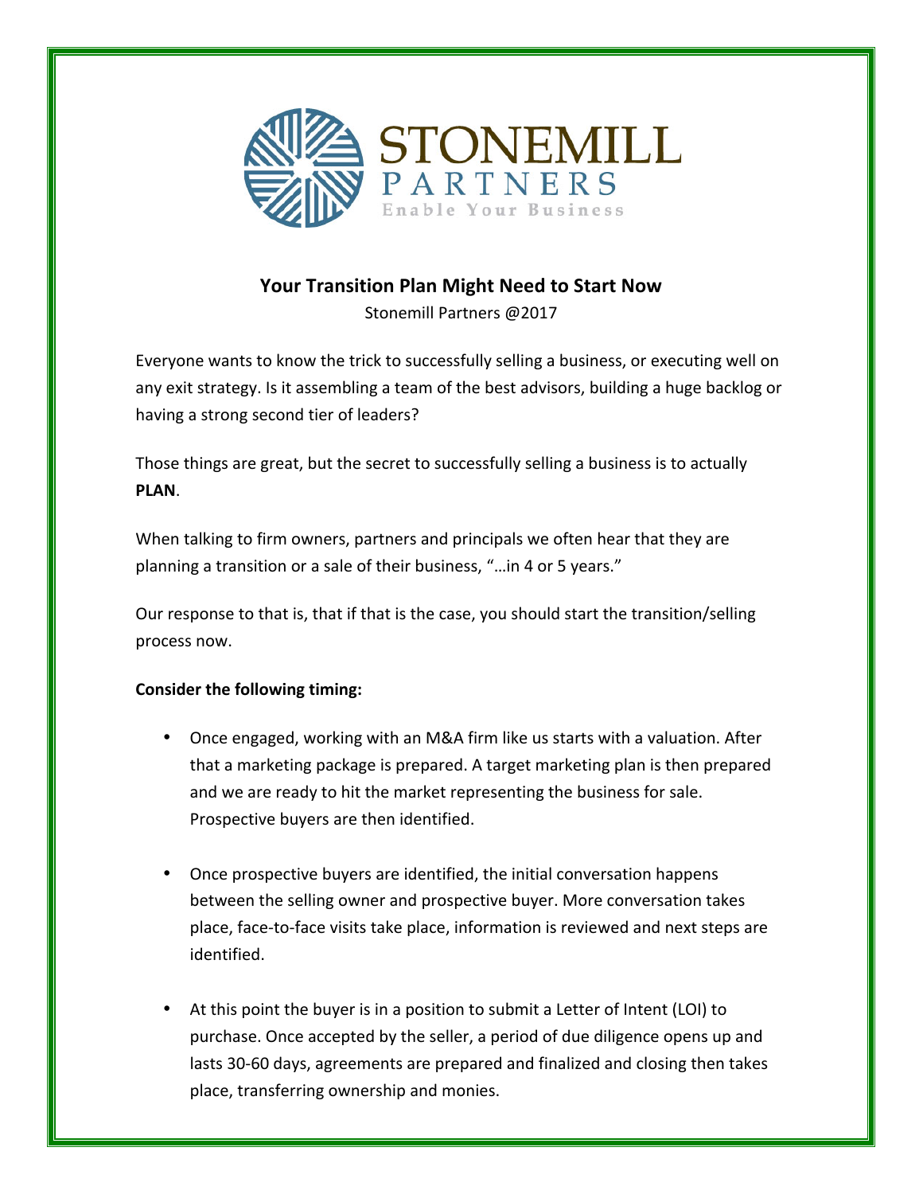STONEMILL PARTNERS

Enable Your Business

# Your Transition Plan Might Need to Start Now

Stonemill Partners @2017

Everyone wants to know the trick to successfully selling a business, or executing well on any exit strategy. Is it assembling a team of the best advisors, building a huge backlog or having a strong second tier of leaders?

Those things are great, but the secret to successfully selling a business is to actually **PLAN**.

When talking to firm owners, partners and principals we often hear that they are planning a transition or a sale of their business, "…in 4 or 5 years."

Our response to that is, that if that is the case, you should start the transition/selling process now.

**Consider the following timing:**

- Once engaged, working with an M&A firm like us starts with a valuation. After that a marketing package is prepared. A target marketing plan is then prepared and we are ready to hit the market representing the business for sale. Prospective buyers are then identified.

- Once prospective buyers are identified, the initial conversation happens between the selling owner and prospective buyer. More conversation takes place, face-to-face visits take place, information is reviewed and next steps are identified.

- At this point the buyer is in a position to submit a Letter of Intent (LOI) to purchase. Once accepted by the seller, a period of due diligence opens up and lasts 30-60 days, agreements are prepared and finalized and closing then takes place, transferring ownership and monies.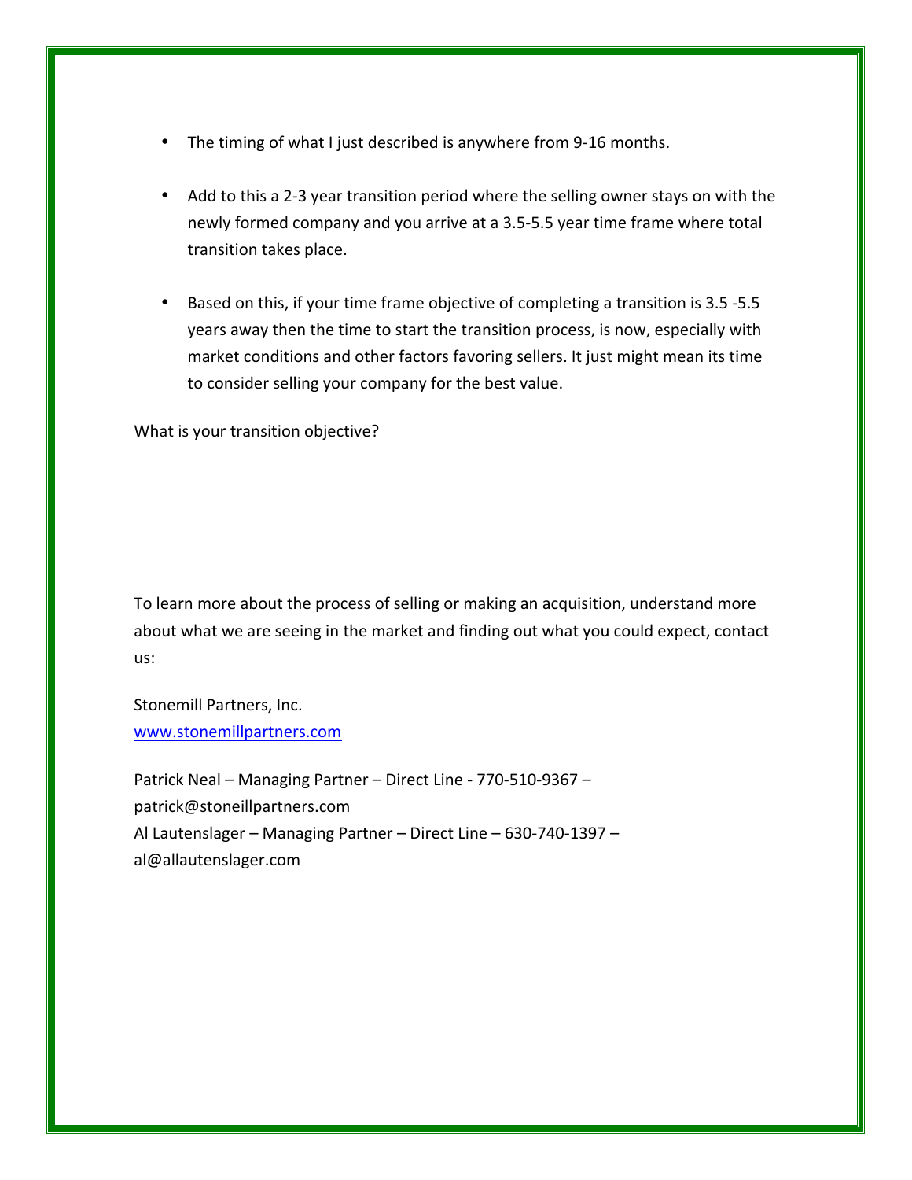- The timing of what I just described is anywhere from 9-16 months.

- Add to this a 2-3 year transition period where the selling owner stays on with the newly formed company and you arrive at a 3.5-5.5 year time frame where total transition takes place.

- Based on this, if your time frame objective of completing a transition is 3.5 -5.5 years away then the time to start the transition process, is now, especially with market conditions and other factors favoring sellers. It just might mean its time to consider selling your company for the best value.

What is your transition objective?

To learn more about the process of selling or making an acquisition, understand more about what we are seeing in the market and finding out what you could expect, contact us:

Stonemill Partners, Inc.
[www.stonemillpartners.com](http://www.stonemillpartners.com)

Patrick Neal – Managing Partner – Direct Line - 770-510-9367 – patrick@stoneillpartners.com
Al Lautenslager – Managing Partner – Direct Line – 630-740-1397 – al@allautenslager.com